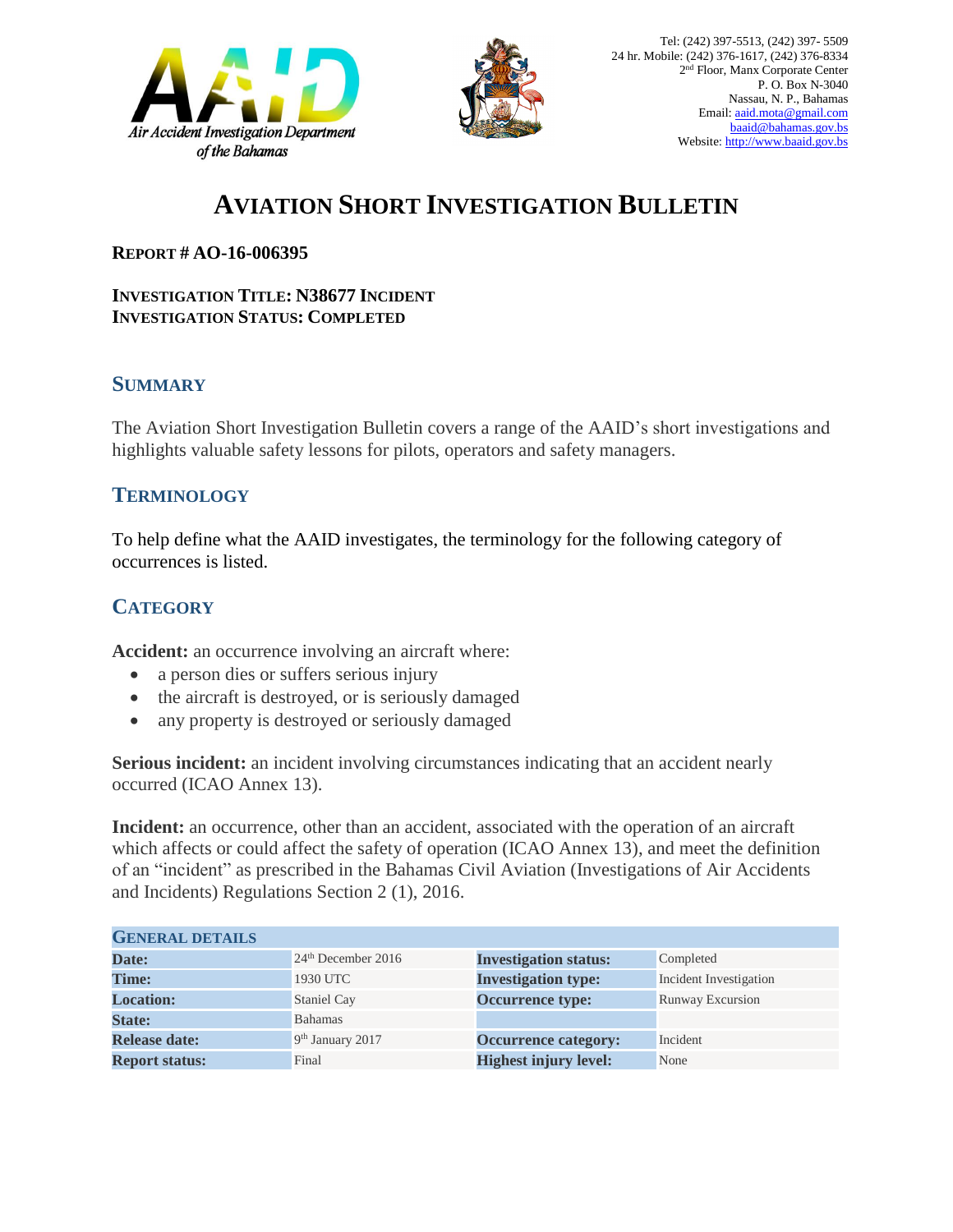Tel: (242) 397-5513, (242) 397- 5509
24 hr. Mobile: (242) 376-1617, (242) 376-8334
2nd Floor, Manx Corporate Center
P. O. Box N-3040
Nassau, N. P., Bahamas
Email: aaid.mota@gmail.com
baaid@bahamas.gov.bs
Website: http://www.baaid.gov.bs

AAID Air Accident Investigation Department of the Bahamas

# AVIATION SHORT INVESTIGATION BULLETIN

**REPORT # AO-16-006395**

**INVESTIGATION TITLE: N38677 INCIDENT**
**INVESTIGATION STATUS: COMPLETED**

## SUMMARY

The Aviation Short Investigation Bulletin covers a range of the AAID's short investigations and highlights valuable safety lessons for pilots, operators and safety managers.

## TERMINOLOGY

To help define what the AAID investigates, the terminology for the following category of occurrences is listed.

## CATEGORY

**Accident:** an occurrence involving an aircraft where:

- a person dies or suffers serious injury
- the aircraft is destroyed, or is seriously damaged
- any property is destroyed or seriously damaged

**Serious incident:** an incident involving circumstances indicating that an accident nearly occurred (ICAO Annex 13).

**Incident:** an occurrence, other than an accident, associated with the operation of an aircraft which affects or could affect the safety of operation (ICAO Annex 13), and meet the definition of an "incident" as prescribed in the Bahamas Civil Aviation (Investigations of Air Accidents and Incidents) Regulations Section 2 (1), 2016.

| GENERAL DETAILS | | | |
|---|---|---|---|
| **Date:** | 24th December 2016 | **Investigation status:** | Completed |
| **Time:** | 1930 UTC | **Investigation type:** | Incident Investigation |
| **Location:** | Staniel Cay | **Occurrence type:** | Runway Excursion |
| **State:** | Bahamas | | |
| **Release date:** | 9th January 2017 | **Occurrence category:** | Incident |
| **Report status:** | Final | **Highest injury level:** | None |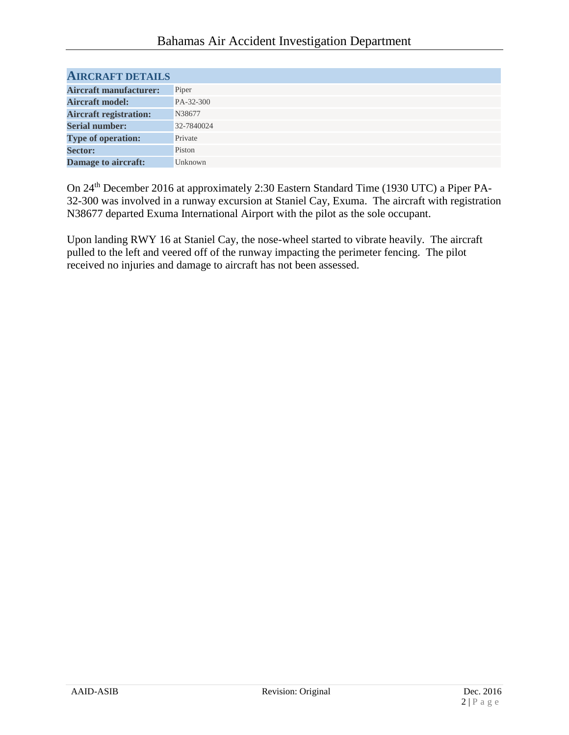## AIRCRAFT DETAILS

| | |
|---|---|
| **Aircraft manufacturer:** | Piper |
| **Aircraft model:** | PA-32-300 |
| **Aircraft registration:** | N38677 |
| **Serial number:** | 32-7840024 |
| **Type of operation:** | Private |
| **Sector:** | Piston |
| **Damage to aircraft:** | Unknown |

On 24th December 2016 at approximately 2:30 Eastern Standard Time (1930 UTC) a Piper PA-32-300 was involved in a runway excursion at Staniel Cay, Exuma. The aircraft with registration N38677 departed Exuma International Airport with the pilot as the sole occupant.

Upon landing RWY 16 at Staniel Cay, the nose-wheel started to vibrate heavily. The aircraft pulled to the left and veered off of the runway impacting the perimeter fencing. The pilot received no injuries and damage to aircraft has not been assessed.